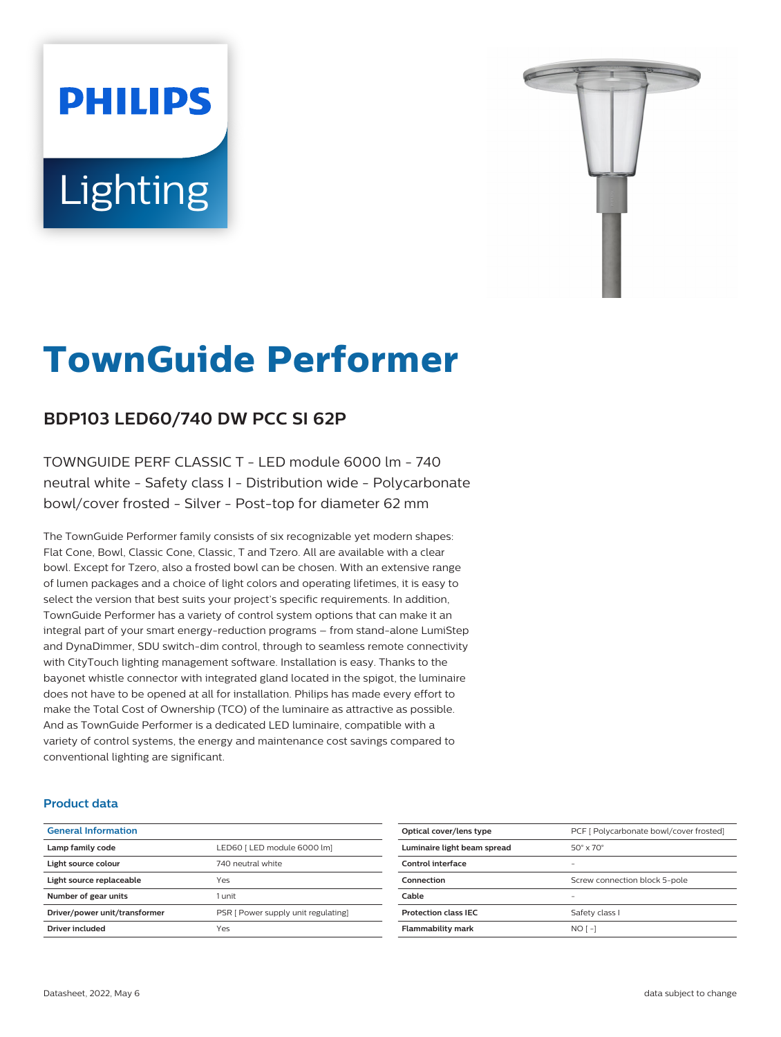# TownGuide Performer

## BDP103 LED60/740 DW PCC SI 62P

TOWNGUIDE PERF CLASSIC T - LED module 6000 lm - 740 neutral white - Safety class I - Distribution wide - Polycarbonate bowl/cover frosted - Silver - Post-top for diameter 62 mm

The TownGuide Performer family consists of six recognizable yet modern shapes: Flat Cone, Bowl, Classic Cone, Classic, T and Tzero. All are available with a clear bowl. Except for Tzero, also a frosted bowl can be chosen. With an extensive range of lumen packages and a choice of light colors and operating lifetimes, it is easy to select the version that best suits your project's specific requirements. In addition, TownGuide Performer has a variety of control system options that can make it an integral part of your smart energy-reduction programs – from stand-alone LumiStep and DynaDimmer, SDU switch-dim control, through to seamless remote connectivity with CityTouch lighting management software. Installation is easy. Thanks to the bayonet whistle connector with integrated gland located in the spigot, the luminaire does not have to be opened at all for installation. Philips has made every effort to make the Total Cost of Ownership (TCO) of the luminaire as attractive as possible. And as TownGuide Performer is a dedicated LED luminaire, compatible with a variety of control systems, the energy and maintenance cost savings compared to conventional lighting are significant.

### Product data

| General Information | |
|---|---|
| Lamp family code | LED60 [ LED module 6000 lm] |
| Light source colour | 740 neutral white |
| Light source replaceable | Yes |
| Number of gear units | 1 unit |
| Driver/power unit/transformer | PSR [ Power supply unit regulating] |
| Driver included | Yes |
| Optical cover/lens type | PCF [ Polycarbonate bowl/cover frosted] |
| Luminaire light beam spread | 50° x 70° |
| Control interface | - |
| Connection | Screw connection block 5-pole |
| Cable | - |
| Protection class IEC | Safety class I |
| Flammability mark | NO [ -] |

Datasheet, 2022, May 6 — data subject to change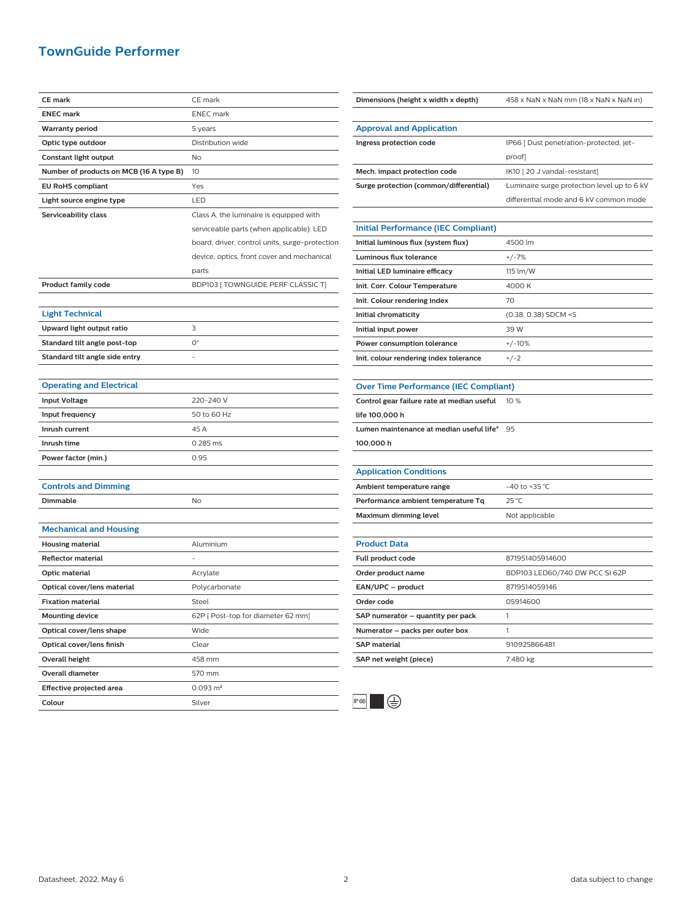# TownGuide Performer

| | |
|---|---|
| **CE mark** | CE mark |
| **ENEC mark** | ENEC mark |
| **Warranty period** | 5 years |
| **Optic type outdoor** | Distribution wide |
| **Constant light output** | No |
| **Number of products on MCB (16 A type B)** | 10 |
| **EU RoHS compliant** | Yes |
| **Light source engine type** | LED |
| **Serviceability class** | Class A, the luminaire is equipped with serviceable parts (when applicable): LED board, driver, control units, surge-protection device, optics, front cover and mechanical parts |
| **Product family code** | BDP103 [ TOWNGUIDE PERF CLASSIC T] |

## Light Technical

| | |
|---|---|
| **Upward light output ratio** | 3 |
| **Standard tilt angle post-top** | 0° |
| **Standard tilt angle side entry** | - |

## Operating and Electrical

| | |
|---|---|
| **Input Voltage** | 220-240 V |
| **Input frequency** | 50 to 60 Hz |
| **Inrush current** | 45 A |
| **Inrush time** | 0.285 ms |
| **Power factor (min.)** | 0.95 |

## Controls and Dimming

| | |
|---|---|
| **Dimmable** | No |

## Mechanical and Housing

| | |
|---|---|
| **Housing material** | Aluminium |
| **Reflector material** | - |
| **Optic material** | Acrylate |
| **Optical cover/lens material** | Polycarbonate |
| **Fixation material** | Steel |
| **Mounting device** | 62P [ Post-top for diameter 62 mm] |
| **Optical cover/lens shape** | Wide |
| **Optical cover/lens finish** | Clear |
| **Overall height** | 458 mm |
| **Overall diameter** | 570 mm |
| **Effective projected area** | 0.093 m² |
| **Colour** | Silver |
| **Dimensions (height x width x depth)** | 458 x NaN x NaN mm (18 x NaN x NaN in) |

## Approval and Application

| | |
|---|---|
| **Ingress protection code** | IP66 [ Dust penetration-protected, jet-proof] |
| **Mech. impact protection code** | IK10 [ 20 J vandal-resistant] |
| **Surge protection (common/differential)** | Luminaire surge protection level up to 6 kV differential mode and 6 kV common mode |

## Initial Performance (IEC Compliant)

| | |
|---|---|
| **Initial luminous flux (system flux)** | 4500 lm |
| **Luminous flux tolerance** | +/-7% |
| **Initial LED luminaire efficacy** | 115 lm/W |
| **Init. Corr. Colour Temperature** | 4000 K |
| **Init. Colour rendering index** | 70 |
| **Initial chromaticity** | (0.38, 0.38) SDCM <5 |
| **Initial input power** | 39 W |
| **Power consumption tolerance** | +/-10% |
| **Init. colour rendering index tolerance** | +/-2 |

## Over Time Performance (IEC Compliant)

| | |
|---|---|
| **Control gear failure rate at median useful life 100,000 h** | 10 % |
| **Lumen maintenance at median useful life* 100,000 h** | 95 |

## Application Conditions

| | |
|---|---|
| **Ambient temperature range** | -40 to +35 °C |
| **Performance ambient temperature Tq** | 25 °C |
| **Maximum dimming level** | Not applicable |

## Product Data

| | |
|---|---|
| **Full product code** | 871951405914600 |
| **Order product name** | BDP103 LED60/740 DW PCC SI 62P |
| **EAN/UPC – product** | 8719514059146 |
| **Order code** | 05914600 |
| **SAP numerator – quantity per pack** | 1 |
| **Numerator – packs per outer box** | 1 |
| **SAP material** | 910925866481 |
| **SAP net weight (piece)** | 7.480 kg |

IP66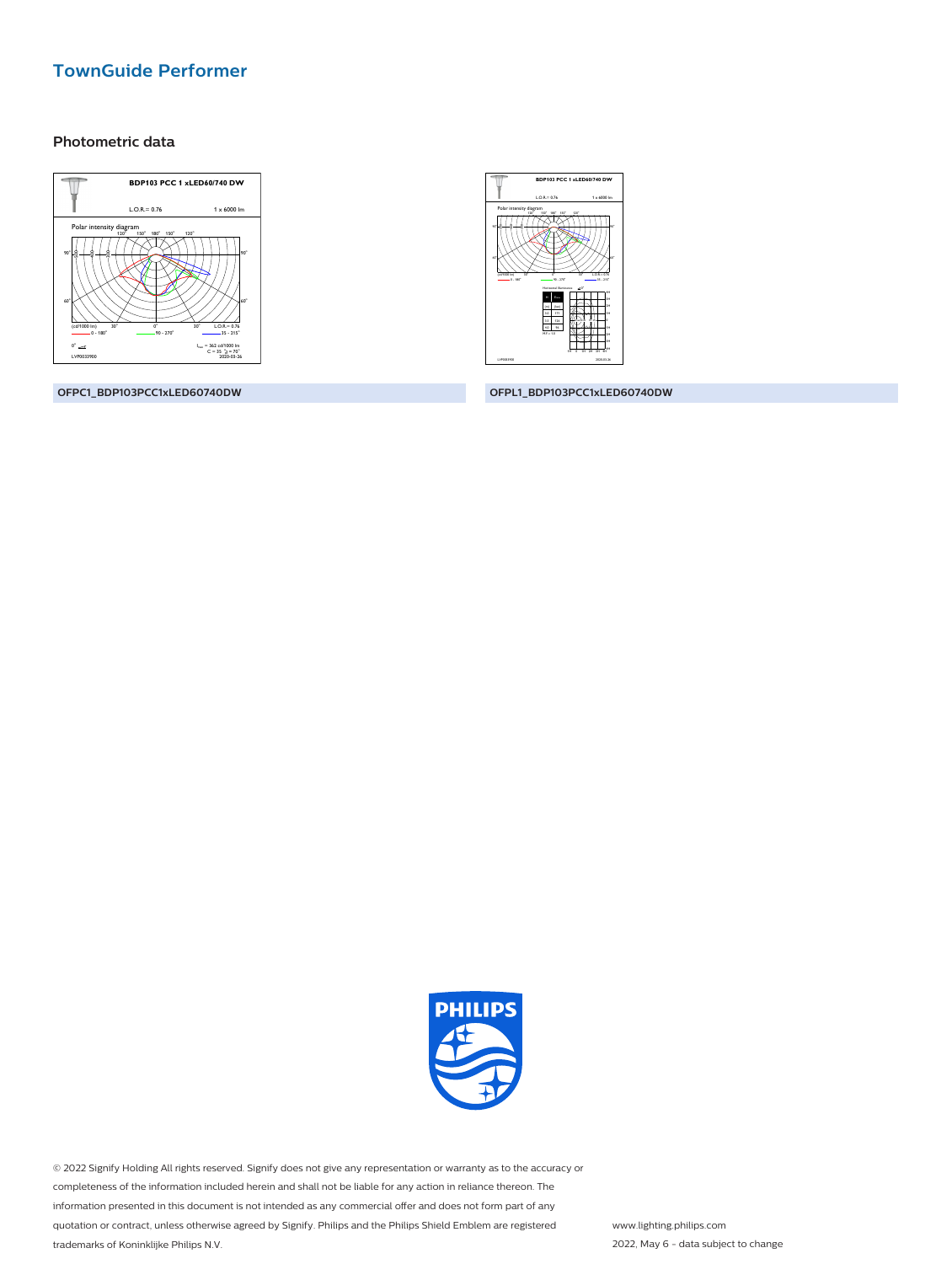## TownGuide Performer

### Photometric data

BDP103 PCC 1 xLED60/740 DW

L.O.R.= 0.76

1 x 6000 lm

Polar intensity diagram

120° 150° 180° 150° 120°

90° 90°

60° 60°

(cd/1000 lm) 30° 0° 30° L.O.R.= 0.76

0 - 180°

90 - 270°

35 - 215°

$I_{max}$ = 362 cd/1000 lm

C = 35 γ = 70°

LVP0033900

2020-03-26

**OFPC1_BDP103PCC1xLED60740DW**

BDP103 PCC 1 xLED60/740 DW

L.O.R.= 0.76

1 x 6000 lm

Polar intensity diagram

Horizontal Illuminance

LVP0033900

2020-03-26

**OFPL1_BDP103PCC1xLED60740DW**

© 2022 Signify Holding All rights reserved. Signify does not give any representation or warranty as to the accuracy or completeness of the information included herein and shall not be liable for any action in reliance thereon. The information presented in this document is not intended as any commercial offer and does not form part of any quotation or contract, unless otherwise agreed by Signify. Philips and the Philips Shield Emblem are registered trademarks of Koninklijke Philips N.V.

www.lighting.philips.com

2022, May 6 - data subject to change